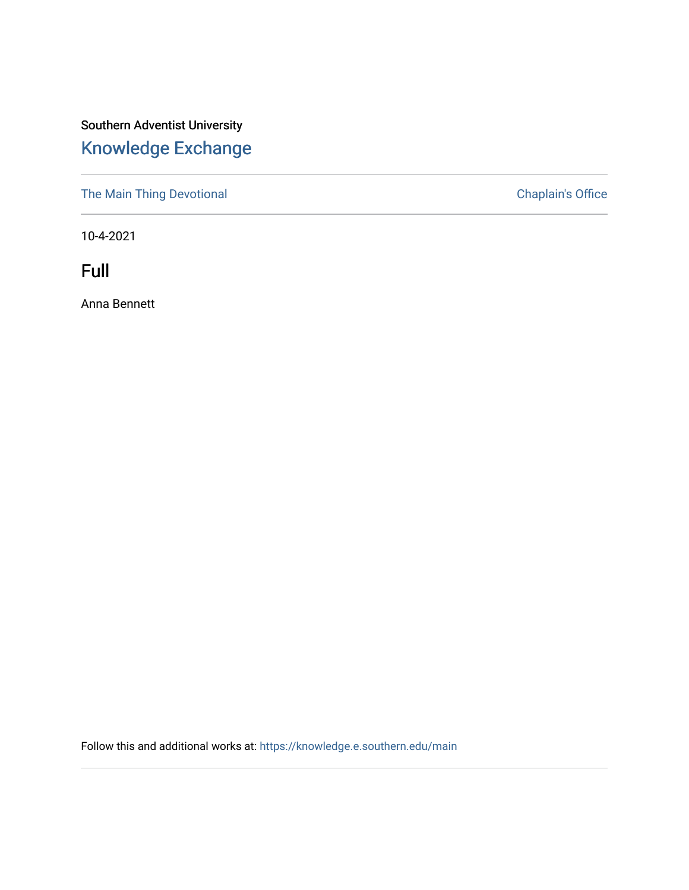Southern Adventist University

## Knowledge Exchange

The Main Thing Devotional | Chaplain's Office

10-4-2021

# Full

Anna Bennett

Follow this and additional works at: https://knowledge.e.southern.edu/main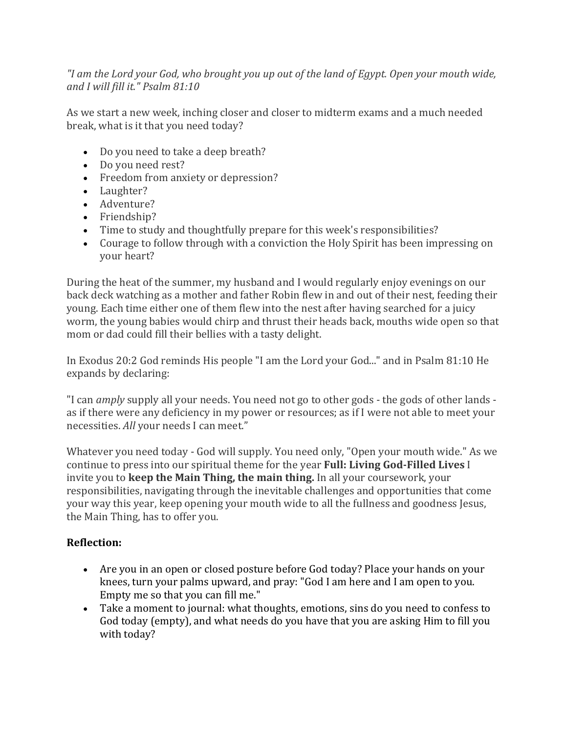*"I am the Lord your God, who brought you up out of the land of Egypt. Open your mouth wide, and I will fill it." Psalm 81:10*

As we start a new week, inching closer and closer to midterm exams and a much needed break, what is it that you need today?

- Do you need to take a deep breath?
- Do you need rest?
- Freedom from anxiety or depression?
- Laughter?
- Adventure?
- Friendship?
- Time to study and thoughtfully prepare for this week's responsibilities?
- Courage to follow through with a conviction the Holy Spirit has been impressing on your heart?

During the heat of the summer, my husband and I would regularly enjoy evenings on our back deck watching as a mother and father Robin flew in and out of their nest, feeding their young. Each time either one of them flew into the nest after having searched for a juicy worm, the young babies would chirp and thrust their heads back, mouths wide open so that mom or dad could fill their bellies with a tasty delight.

In Exodus 20:2 God reminds His people "I am the Lord your God..." and in Psalm 81:10 He expands by declaring:

"I can *amply* supply all your needs. You need not go to other gods - the gods of other lands - as if there were any deficiency in my power or resources; as if I were not able to meet your necessities. *All* your needs I can meet."

Whatever you need today - God will supply. You need only, "Open your mouth wide." As we continue to press into our spiritual theme for the year **Full: Living God-Filled Lives** I invite you to **keep the Main Thing, the main thing.** In all your coursework, your responsibilities, navigating through the inevitable challenges and opportunities that come your way this year, keep opening your mouth wide to all the fullness and goodness Jesus, the Main Thing, has to offer you.

**Reflection:**

- Are you in an open or closed posture before God today? Place your hands on your knees, turn your palms upward, and pray: "God I am here and I am open to you. Empty me so that you can fill me."
- Take a moment to journal: what thoughts, emotions, sins do you need to confess to God today (empty), and what needs do you have that you are asking Him to fill you with today?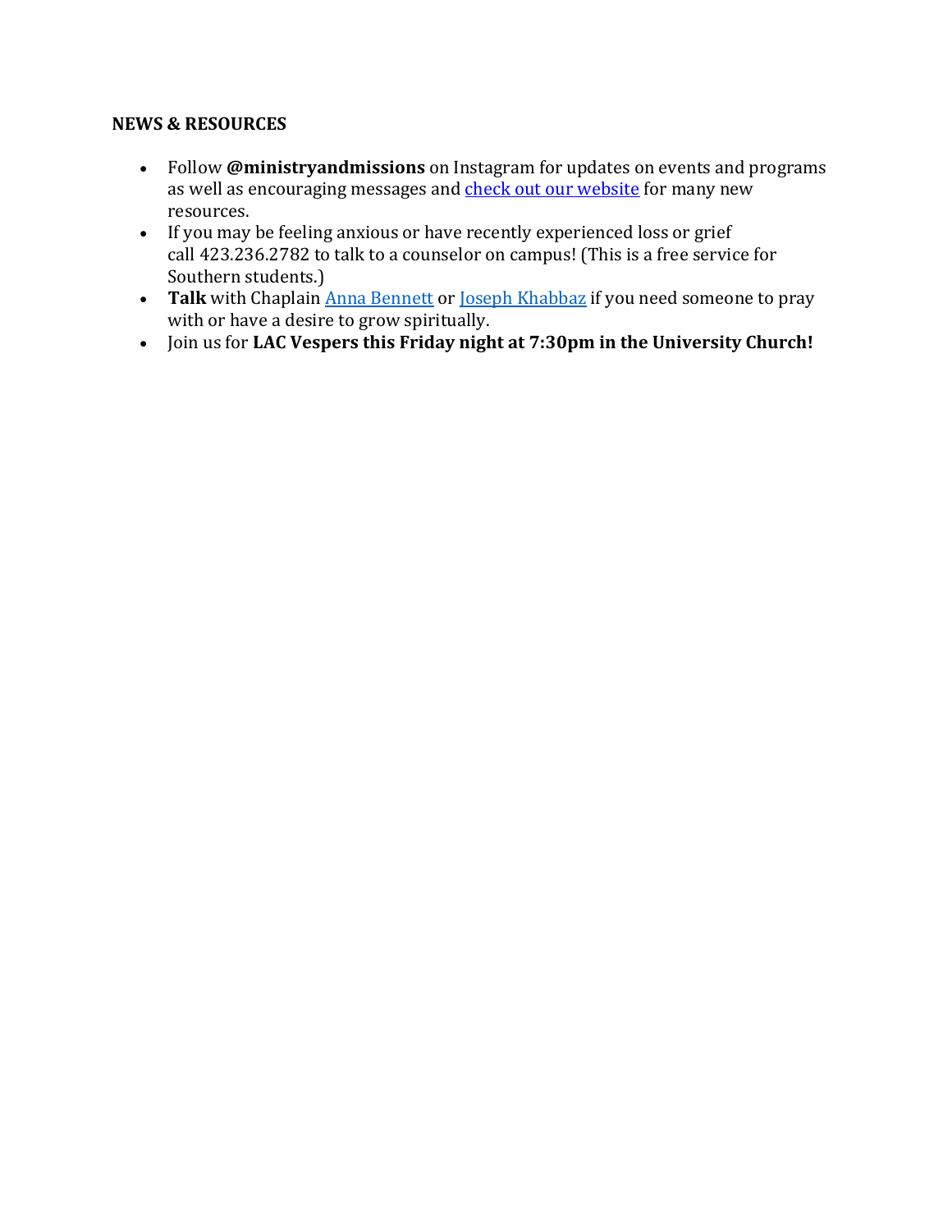**NEWS & RESOURCES**

- Follow **@ministryandmissions** on Instagram for updates on events and programs as well as encouraging messages and check out our website for many new resources.
- If you may be feeling anxious or have recently experienced loss or grief call 423.236.2782 to talk to a counselor on campus! (This is a free service for Southern students.)
- **Talk** with Chaplain Anna Bennett or Joseph Khabbaz if you need someone to pray with or have a desire to grow spiritually.
- Join us for **LAC Vespers this Friday night at 7:30pm in the University Church!**